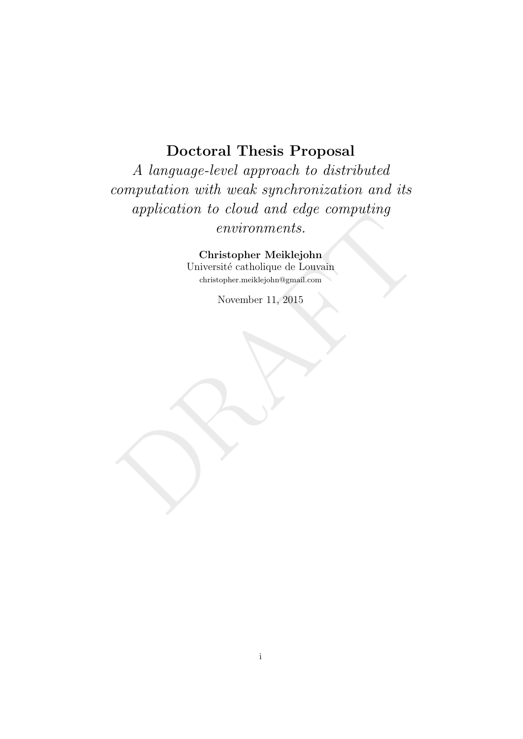# Doctoral Thesis Proposal

*A language-level approach to distributed computation with weak synchronization and its application to cloud and edge computing environments.*

**Christopher Meiklejohn**
Université catholique de Louvain
christopher.meiklejohn@gmail.com

November 11, 2015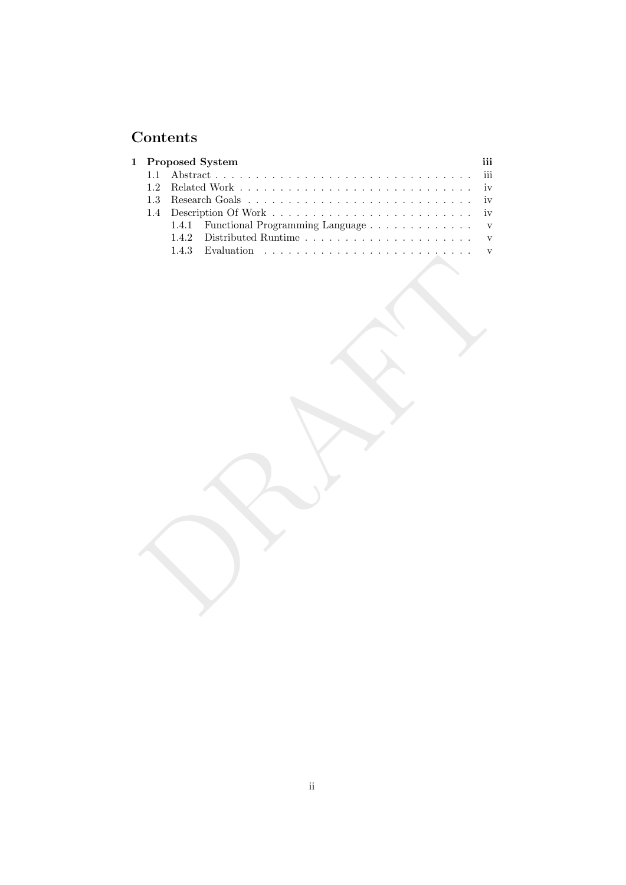# Contents

- **1 Proposed System** — **iii**
  - 1.1 Abstract — iii
  - 1.2 Related Work — iv
  - 1.3 Research Goals — iv
  - 1.4 Description Of Work — iv
    - 1.4.1 Functional Programming Language — v
    - 1.4.2 Distributed Runtime — v
    - 1.4.3 Evaluation — v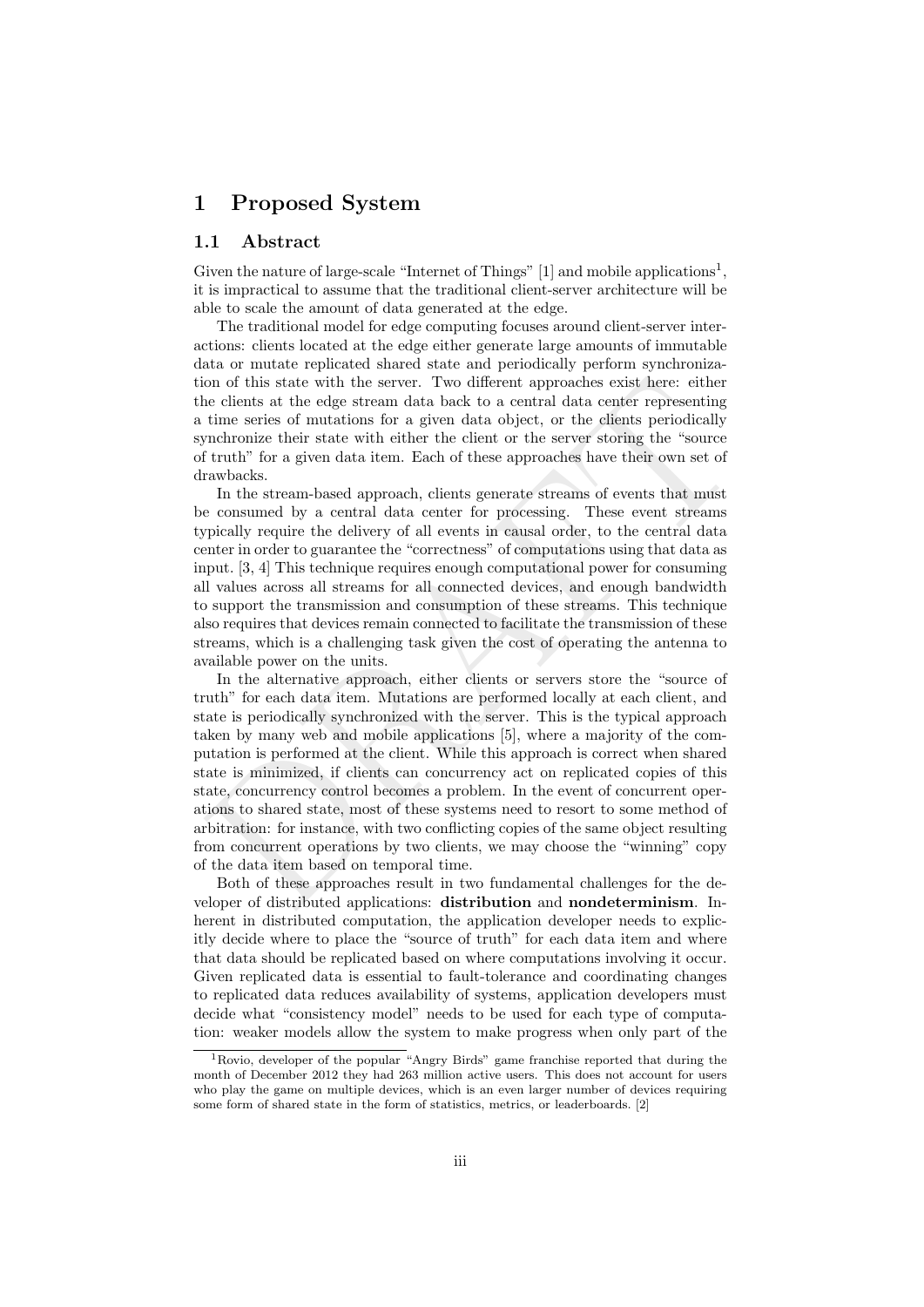# 1 Proposed System

## 1.1 Abstract

Given the nature of large-scale "Internet of Things" [1] and mobile applications[1], it is impractical to assume that the traditional client-server architecture will be able to scale the amount of data generated at the edge.

The traditional model for edge computing focuses around client-server interactions: clients located at the edge either generate large amounts of immutable data or mutate replicated shared state and periodically perform synchronization of this state with the server. Two different approaches exist here: either the clients at the edge stream data back to a central data center representing a time series of mutations for a given data object, or the clients periodically synchronize their state with either the client or the server storing the "source of truth" for a given data item. Each of these approaches have their own set of drawbacks.

In the stream-based approach, clients generate streams of events that must be consumed by a central data center for processing. These event streams typically require the delivery of all events in causal order, to the central data center in order to guarantee the "correctness" of computations using that data as input. [3, 4] This technique requires enough computational power for consuming all values across all streams for all connected devices, and enough bandwidth to support the transmission and consumption of these streams. This technique also requires that devices remain connected to facilitate the transmission of these streams, which is a challenging task given the cost of operating the antenna to available power on the units.

In the alternative approach, either clients or servers store the "source of truth" for each data item. Mutations are performed locally at each client, and state is periodically synchronized with the server. This is the typical approach taken by many web and mobile applications [5], where a majority of the computation is performed at the client. While this approach is correct when shared state is minimized, if clients can concurrency act on replicated copies of this state, concurrency control becomes a problem. In the event of concurrent operations to shared state, most of these systems need to resort to some method of arbitration: for instance, with two conflicting copies of the same object resulting from concurrent operations by two clients, we may choose the "winning" copy of the data item based on temporal time.

Both of these approaches result in two fundamental challenges for the developer of distributed applications: **distribution** and **nondeterminism**. Inherent in distributed computation, the application developer needs to explicitly decide where to place the "source of truth" for each data item and where that data should be replicated based on where computations involving it occur. Given replicated data is essential to fault-tolerance and coordinating changes to replicated data reduces availability of systems, application developers must decide what "consistency model" needs to be used for each type of computation: weaker models allow the system to make progress when only part of the

[1] Rovio, developer of the popular "Angry Birds" game franchise reported that during the month of December 2012 they had 263 million active users. This does not account for users who play the game on multiple devices, which is an even larger number of devices requiring some form of shared state in the form of statistics, metrics, or leaderboards. [2]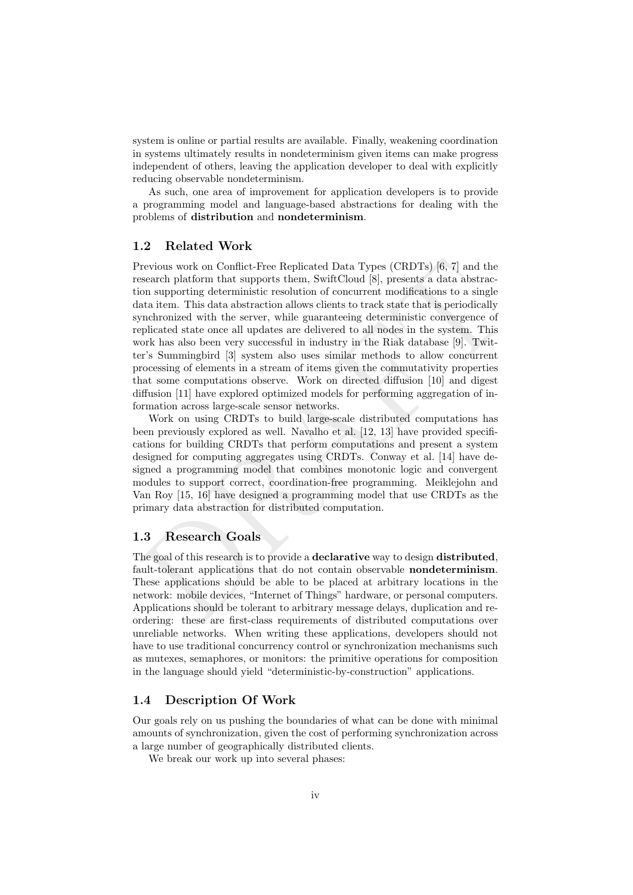system is online or partial results are available. Finally, weakening coordination in systems ultimately results in nondeterminism given items can make progress independent of others, leaving the application developer to deal with explicitly reducing observable nondeterminism.

As such, one area of improvement for application developers is to provide a programming model and language-based abstractions for dealing with the problems of **distribution** and **nondeterminism**.

## 1.2 Related Work

Previous work on Conflict-Free Replicated Data Types (CRDTs) [6, 7] and the research platform that supports them, SwiftCloud [8], presents a data abstraction supporting deterministic resolution of concurrent modifications to a single data item. This data abstraction allows clients to track state that is periodically synchronized with the server, while guaranteeing deterministic convergence of replicated state once all updates are delivered to all nodes in the system. This work has also been very successful in industry in the Riak database [9]. Twitter's Summingbird [3] system also uses similar methods to allow concurrent processing of elements in a stream of items given the commutativity properties that some computations observe. Work on directed diffusion [10] and digest diffusion [11] have explored optimized models for performing aggregation of information across large-scale sensor networks.

Work on using CRDTs to build large-scale distributed computations has been previously explored as well. Navalho et al. [12, 13] have provided specifications for building CRDTs that perform computations and present a system designed for computing aggregates using CRDTs. Conway et al. [14] have designed a programming model that combines monotonic logic and convergent modules to support correct, coordination-free programming. Meiklejohn and Van Roy [15, 16] have designed a programming model that use CRDTs as the primary data abstraction for distributed computation.

## 1.3 Research Goals

The goal of this research is to provide a **declarative** way to design **distributed**, fault-tolerant applications that do not contain observable **nondeterminism**. These applications should be able to be placed at arbitrary locations in the network: mobile devices, "Internet of Things" hardware, or personal computers. Applications should be tolerant to arbitrary message delays, duplication and reordering: these are first-class requirements of distributed computations over unreliable networks. When writing these applications, developers should not have to use traditional concurrency control or synchronization mechanisms such as mutexes, semaphores, or monitors: the primitive operations for composition in the language should yield "deterministic-by-construction" applications.

## 1.4 Description Of Work

Our goals rely on us pushing the boundaries of what can be done with minimal amounts of synchronization, given the cost of performing synchronization across a large number of geographically distributed clients.

We break our work up into several phases: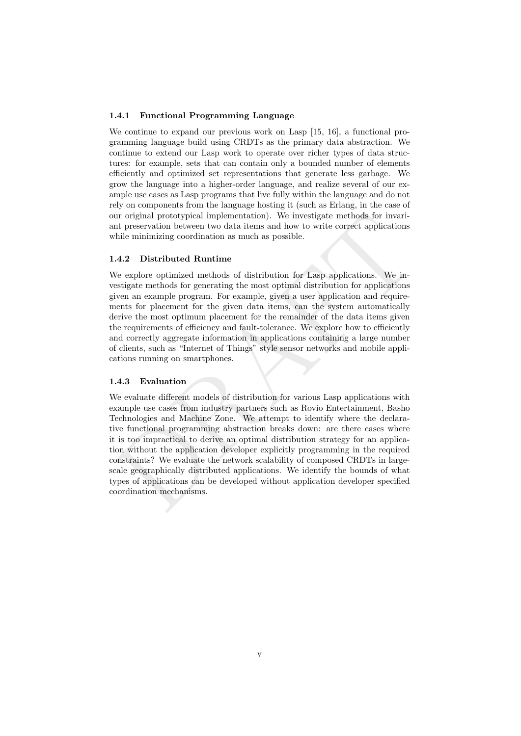### 1.4.1 Functional Programming Language

We continue to expand our previous work on Lasp [15, 16], a functional programming language build using CRDTs as the primary data abstraction. We continue to extend our Lasp work to operate over richer types of data structures: for example, sets that can contain only a bounded number of elements efficiently and optimized set representations that generate less garbage. We grow the language into a higher-order language, and realize several of our example use cases as Lasp programs that live fully within the language and do not rely on components from the language hosting it (such as Erlang, in the case of our original prototypical implementation). We investigate methods for invariant preservation between two data items and how to write correct applications while minimizing coordination as much as possible.

### 1.4.2 Distributed Runtime

We explore optimized methods of distribution for Lasp applications. We investigate methods for generating the most optimal distribution for applications given an example program. For example, given a user application and requirements for placement for the given data items, can the system automatically derive the most optimum placement for the remainder of the data items given the requirements of efficiency and fault-tolerance. We explore how to efficiently and correctly aggregate information in applications containing a large number of clients, such as "Internet of Things" style sensor networks and mobile applications running on smartphones.

### 1.4.3 Evaluation

We evaluate different models of distribution for various Lasp applications with example use cases from industry partners such as Rovio Entertainment, Basho Technologies and Machine Zone. We attempt to identify where the declarative functional programming abstraction breaks down: are there cases where it is too impractical to derive an optimal distribution strategy for an application without the application developer explicitly programming in the required constraints? We evaluate the network scalability of composed CRDTs in large-scale geographically distributed applications. We identify the bounds of what types of applications can be developed without application developer specified coordination mechanisms.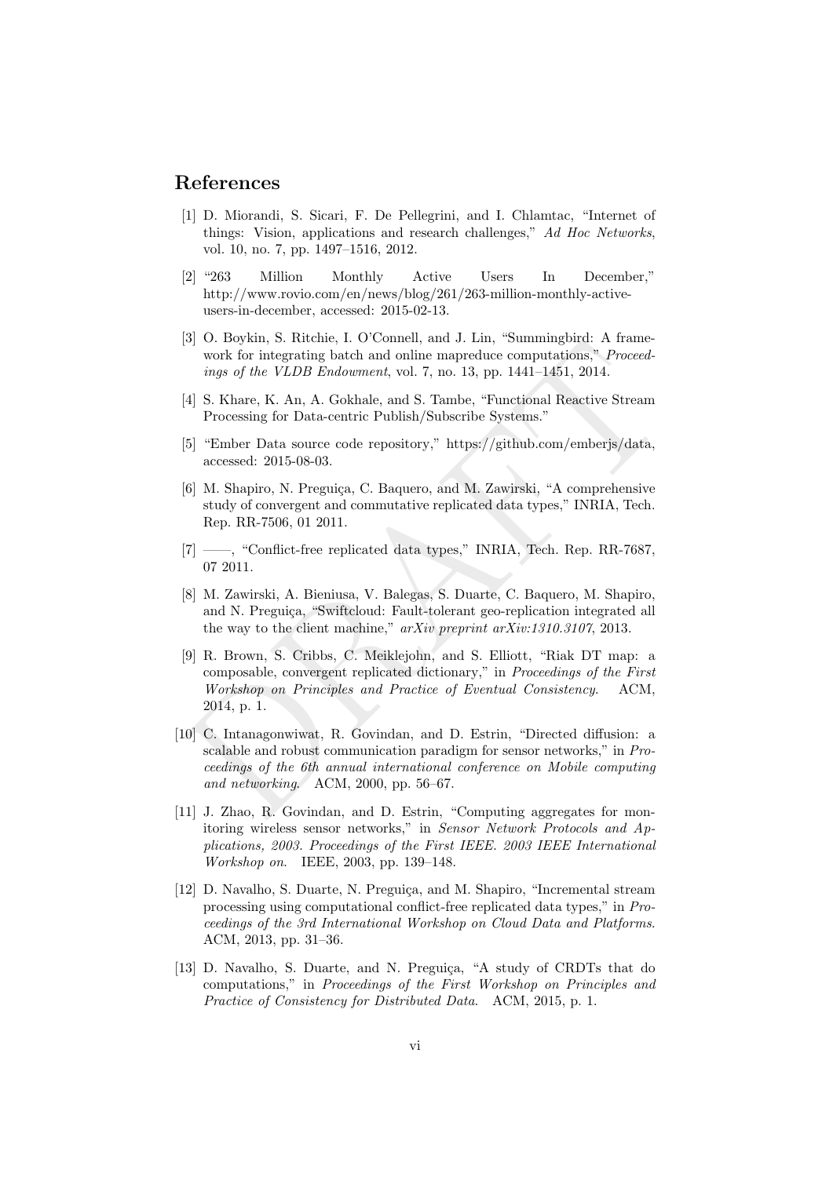## References

[1] D. Miorandi, S. Sicari, F. De Pellegrini, and I. Chlamtac, "Internet of things: Vision, applications and research challenges," *Ad Hoc Networks*, vol. 10, no. 7, pp. 1497–1516, 2012.

[2] "263 Million Monthly Active Users In December," http://www.rovio.com/en/news/blog/261/263-million-monthly-active-users-in-december, accessed: 2015-02-13.

[3] O. Boykin, S. Ritchie, I. O'Connell, and J. Lin, "Summingbird: A framework for integrating batch and online mapreduce computations," *Proceedings of the VLDB Endowment*, vol. 7, no. 13, pp. 1441–1451, 2014.

[4] S. Khare, K. An, A. Gokhale, and S. Tambe, "Functional Reactive Stream Processing for Data-centric Publish/Subscribe Systems."

[5] "Ember Data source code repository," https://github.com/emberjs/data, accessed: 2015-08-03.

[6] M. Shapiro, N. Preguiça, C. Baquero, and M. Zawirski, "A comprehensive study of convergent and commutative replicated data types," INRIA, Tech. Rep. RR-7506, 01 2011.

[7] ——, "Conflict-free replicated data types," INRIA, Tech. Rep. RR-7687, 07 2011.

[8] M. Zawirski, A. Bieniusa, V. Balegas, S. Duarte, C. Baquero, M. Shapiro, and N. Preguiça, "Swiftcloud: Fault-tolerant geo-replication integrated all the way to the client machine," *arXiv preprint arXiv:1310.3107*, 2013.

[9] R. Brown, S. Cribbs, C. Meiklejohn, and S. Elliott, "Riak DT map: a composable, convergent replicated dictionary," in *Proceedings of the First Workshop on Principles and Practice of Eventual Consistency*. ACM, 2014, p. 1.

[10] C. Intanagonwiwat, R. Govindan, and D. Estrin, "Directed diffusion: a scalable and robust communication paradigm for sensor networks," in *Proceedings of the 6th annual international conference on Mobile computing and networking*. ACM, 2000, pp. 56–67.

[11] J. Zhao, R. Govindan, and D. Estrin, "Computing aggregates for monitoring wireless sensor networks," in *Sensor Network Protocols and Applications, 2003. Proceedings of the First IEEE. 2003 IEEE International Workshop on*. IEEE, 2003, pp. 139–148.

[12] D. Navalho, S. Duarte, N. Preguiça, and M. Shapiro, "Incremental stream processing using computational conflict-free replicated data types," in *Proceedings of the 3rd International Workshop on Cloud Data and Platforms*. ACM, 2013, pp. 31–36.

[13] D. Navalho, S. Duarte, and N. Preguiça, "A study of CRDTs that do computations," in *Proceedings of the First Workshop on Principles and Practice of Consistency for Distributed Data*. ACM, 2015, p. 1.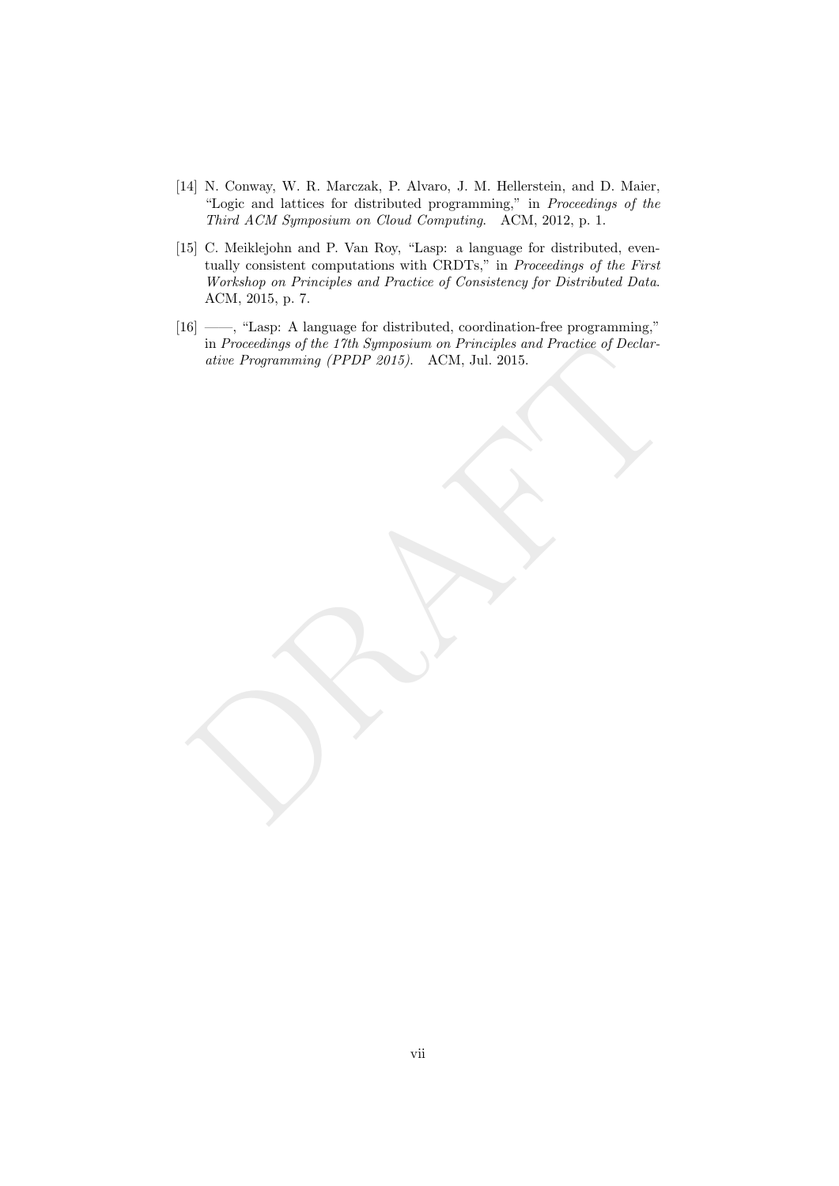[14] N. Conway, W. R. Marczak, P. Alvaro, J. M. Hellerstein, and D. Maier, "Logic and lattices for distributed programming," in *Proceedings of the Third ACM Symposium on Cloud Computing*. ACM, 2012, p. 1.

[15] C. Meiklejohn and P. Van Roy, "Lasp: a language for distributed, eventually consistent computations with CRDTs," in *Proceedings of the First Workshop on Principles and Practice of Consistency for Distributed Data*. ACM, 2015, p. 7.

[16] ——, "Lasp: A language for distributed, coordination-free programming," in *Proceedings of the 17th Symposium on Principles and Practice of Declarative Programming (PPDP 2015)*. ACM, Jul. 2015.